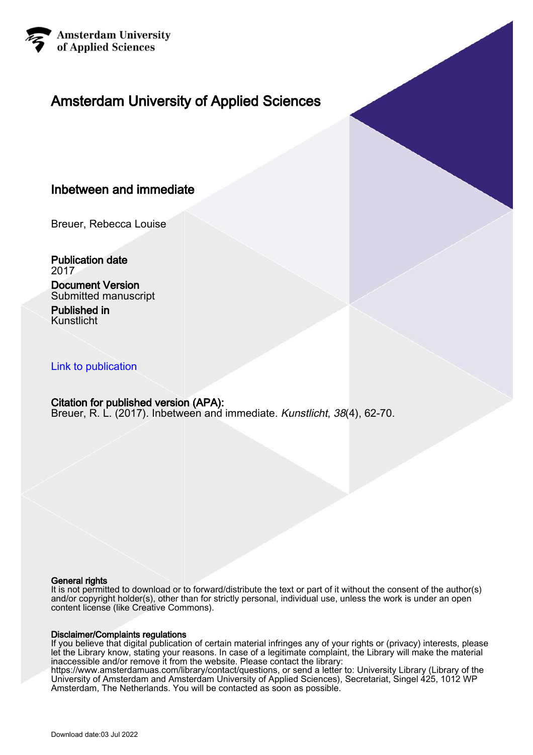Amsterdam University of Applied Sciences

# Amsterdam University of Applied Sciences

## Inbetween and immediate

Breuer, Rebecca Louise

**Publication date**
2017

**Document Version**
Submitted manuscript

**Published in**
Kunstlicht

Link to publication

**Citation for published version (APA):**
Breuer, R. L. (2017). Inbetween and immediate. *Kunstlicht*, *38*(4), 62-70.

**General rights**
It is not permitted to download or to forward/distribute the text or part of it without the consent of the author(s) and/or copyright holder(s), other than for strictly personal, individual use, unless the work is under an open content license (like Creative Commons).

**Disclaimer/Complaints regulations**
If you believe that digital publication of certain material infringes any of your rights or (privacy) interests, please let the Library know, stating your reasons. In case of a legitimate complaint, the Library will make the material inaccessible and/or remove it from the website. Please contact the library: https://www.amsterdamuas.com/library/contact/questions, or send a letter to: University Library (Library of the University of Amsterdam and Amsterdam University of Applied Sciences), Secretariat, Singel 425, 1012 WP Amsterdam, The Netherlands. You will be contacted as soon as possible.

Download date:03 Jul 2022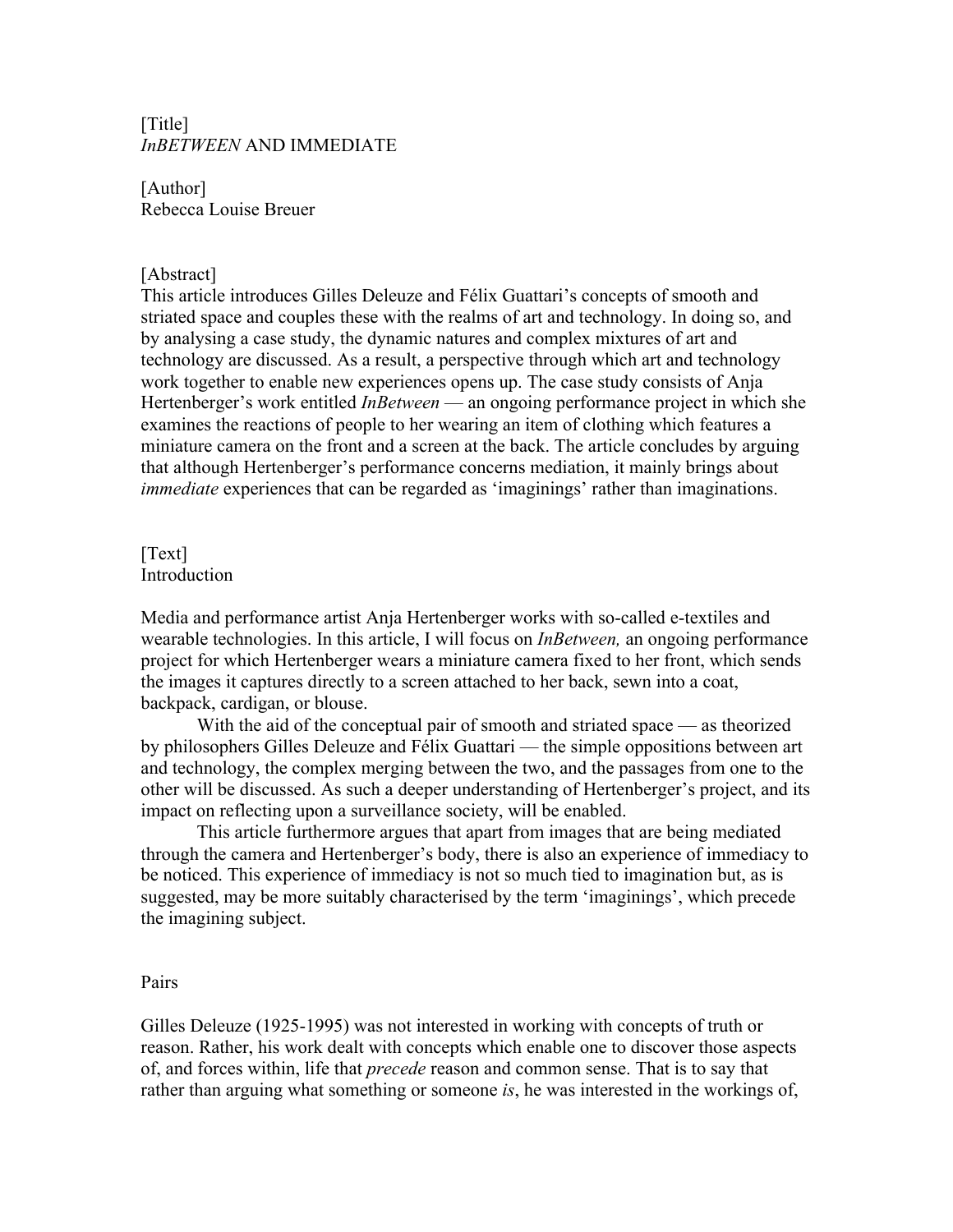[Title]
*InBETWEEN* AND IMMEDIATE

[Author]
Rebecca Louise Breuer

[Abstract]
This article introduces Gilles Deleuze and Félix Guattari's concepts of smooth and striated space and couples these with the realms of art and technology. In doing so, and by analysing a case study, the dynamic natures and complex mixtures of art and technology are discussed. As a result, a perspective through which art and technology work together to enable new experiences opens up. The case study consists of Anja Hertenberger's work entitled *InBetween* — an ongoing performance project in which she examines the reactions of people to her wearing an item of clothing which features a miniature camera on the front and a screen at the back. The article concludes by arguing that although Hertenberger's performance concerns mediation, it mainly brings about *immediate* experiences that can be regarded as 'imaginings' rather than imaginations.

[Text]
Introduction

Media and performance artist Anja Hertenberger works with so-called e-textiles and wearable technologies. In this article, I will focus on *InBetween,* an ongoing performance project for which Hertenberger wears a miniature camera fixed to her front, which sends the images it captures directly to a screen attached to her back, sewn into a coat, backpack, cardigan, or blouse.

With the aid of the conceptual pair of smooth and striated space — as theorized by philosophers Gilles Deleuze and Félix Guattari — the simple oppositions between art and technology, the complex merging between the two, and the passages from one to the other will be discussed. As such a deeper understanding of Hertenberger's project, and its impact on reflecting upon a surveillance society, will be enabled.

This article furthermore argues that apart from images that are being mediated through the camera and Hertenberger's body, there is also an experience of immediacy to be noticed. This experience of immediacy is not so much tied to imagination but, as is suggested, may be more suitably characterised by the term 'imaginings', which precede the imagining subject.

Pairs

Gilles Deleuze (1925-1995) was not interested in working with concepts of truth or reason. Rather, his work dealt with concepts which enable one to discover those aspects of, and forces within, life that *precede* reason and common sense. That is to say that rather than arguing what something or someone *is*, he was interested in the workings of,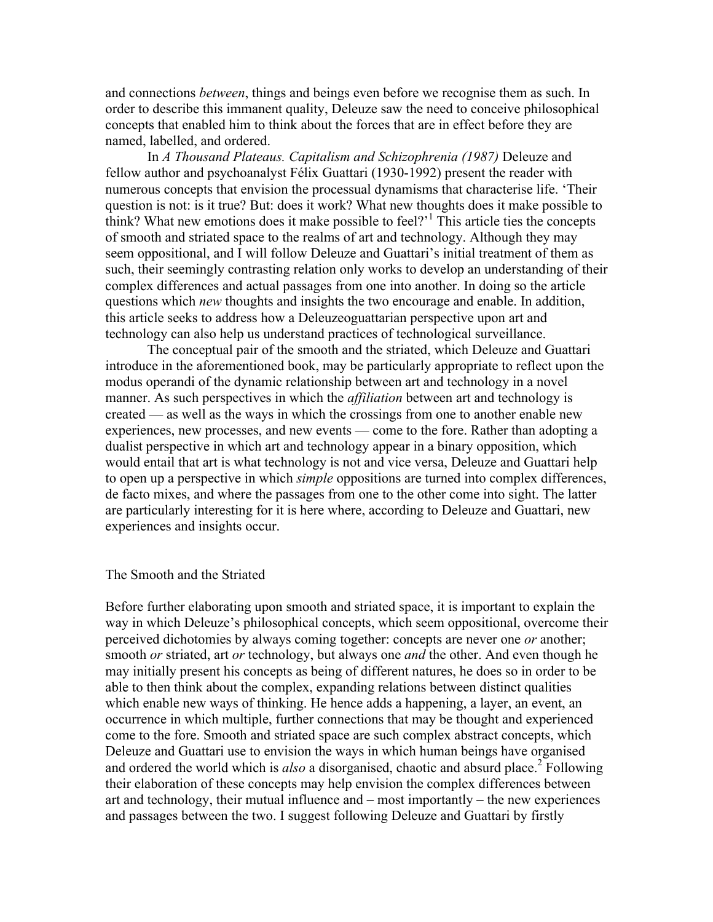and connections *between*, things and beings even before we recognise them as such. In order to describe this immanent quality, Deleuze saw the need to conceive philosophical concepts that enabled him to think about the forces that are in effect before they are named, labelled, and ordered.

In *A Thousand Plateaus. Capitalism and Schizophrenia (1987)* Deleuze and fellow author and psychoanalyst Félix Guattari (1930-1992) present the reader with numerous concepts that envision the processual dynamisms that characterise life. 'Their question is not: is it true? But: does it work? What new thoughts does it make possible to think? What new emotions does it make possible to feel?'[1] This article ties the concepts of smooth and striated space to the realms of art and technology. Although they may seem oppositional, and I will follow Deleuze and Guattari's initial treatment of them as such, their seemingly contrasting relation only works to develop an understanding of their complex differences and actual passages from one into another. In doing so the article questions which *new* thoughts and insights the two encourage and enable. In addition, this article seeks to address how a Deleuzeoguattarian perspective upon art and technology can also help us understand practices of technological surveillance.

The conceptual pair of the smooth and the striated, which Deleuze and Guattari introduce in the aforementioned book, may be particularly appropriate to reflect upon the modus operandi of the dynamic relationship between art and technology in a novel manner. As such perspectives in which the *affiliation* between art and technology is created — as well as the ways in which the crossings from one to another enable new experiences, new processes, and new events — come to the fore. Rather than adopting a dualist perspective in which art and technology appear in a binary opposition, which would entail that art is what technology is not and vice versa, Deleuze and Guattari help to open up a perspective in which *simple* oppositions are turned into complex differences, de facto mixes, and where the passages from one to the other come into sight. The latter are particularly interesting for it is here where, according to Deleuze and Guattari, new experiences and insights occur.

## The Smooth and the Striated

Before further elaborating upon smooth and striated space, it is important to explain the way in which Deleuze's philosophical concepts, which seem oppositional, overcome their perceived dichotomies by always coming together: concepts are never one *or* another; smooth *or* striated, art *or* technology, but always one *and* the other. And even though he may initially present his concepts as being of different natures, he does so in order to be able to then think about the complex, expanding relations between distinct qualities which enable new ways of thinking. He hence adds a happening, a layer, an event, an occurrence in which multiple, further connections that may be thought and experienced come to the fore. Smooth and striated space are such complex abstract concepts, which Deleuze and Guattari use to envision the ways in which human beings have organised and ordered the world which is *also* a disorganised, chaotic and absurd place.[2] Following their elaboration of these concepts may help envision the complex differences between art and technology, their mutual influence and – most importantly – the new experiences and passages between the two. I suggest following Deleuze and Guattari by firstly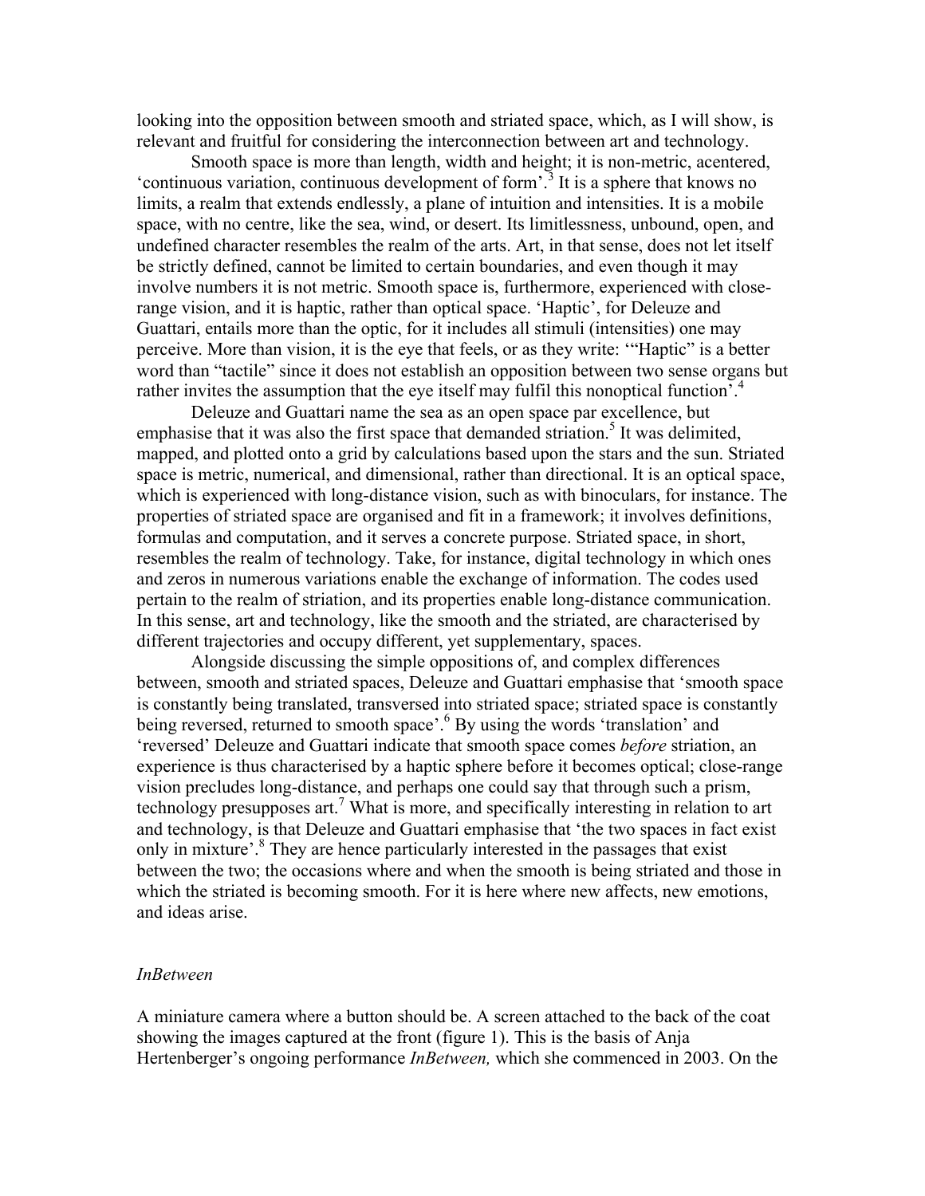looking into the opposition between smooth and striated space, which, as I will show, is relevant and fruitful for considering the interconnection between art and technology.

Smooth space is more than length, width and height; it is non-metric, acentered, 'continuous variation, continuous development of form'.[3] It is a sphere that knows no limits, a realm that extends endlessly, a plane of intuition and intensities. It is a mobile space, with no centre, like the sea, wind, or desert. Its limitlessness, unbound, open, and undefined character resembles the realm of the arts. Art, in that sense, does not let itself be strictly defined, cannot be limited to certain boundaries, and even though it may involve numbers it is not metric. Smooth space is, furthermore, experienced with close-range vision, and it is haptic, rather than optical space. 'Haptic', for Deleuze and Guattari, entails more than the optic, for it includes all stimuli (intensities) one may perceive. More than vision, it is the eye that feels, or as they write: '"Haptic" is a better word than "tactile" since it does not establish an opposition between two sense organs but rather invites the assumption that the eye itself may fulfil this nonoptical function'.[4]

Deleuze and Guattari name the sea as an open space par excellence, but emphasise that it was also the first space that demanded striation.[5] It was delimited, mapped, and plotted onto a grid by calculations based upon the stars and the sun. Striated space is metric, numerical, and dimensional, rather than directional. It is an optical space, which is experienced with long-distance vision, such as with binoculars, for instance. The properties of striated space are organised and fit in a framework; it involves definitions, formulas and computation, and it serves a concrete purpose. Striated space, in short, resembles the realm of technology. Take, for instance, digital technology in which ones and zeros in numerous variations enable the exchange of information. The codes used pertain to the realm of striation, and its properties enable long-distance communication. In this sense, art and technology, like the smooth and the striated, are characterised by different trajectories and occupy different, yet supplementary, spaces.

Alongside discussing the simple oppositions of, and complex differences between, smooth and striated spaces, Deleuze and Guattari emphasise that 'smooth space is constantly being translated, transversed into striated space; striated space is constantly being reversed, returned to smooth space'.[6] By using the words 'translation' and 'reversed' Deleuze and Guattari indicate that smooth space comes *before* striation, an experience is thus characterised by a haptic sphere before it becomes optical; close-range vision precludes long-distance, and perhaps one could say that through such a prism, technology presupposes art.[7] What is more, and specifically interesting in relation to art and technology, is that Deleuze and Guattari emphasise that 'the two spaces in fact exist only in mixture'.[8] They are hence particularly interested in the passages that exist between the two; the occasions where and when the smooth is being striated and those in which the striated is becoming smooth. For it is here where new affects, new emotions, and ideas arise.

*InBetween*

A miniature camera where a button should be. A screen attached to the back of the coat showing the images captured at the front (figure 1). This is the basis of Anja Hertenberger's ongoing performance *InBetween,* which she commenced in 2003. On the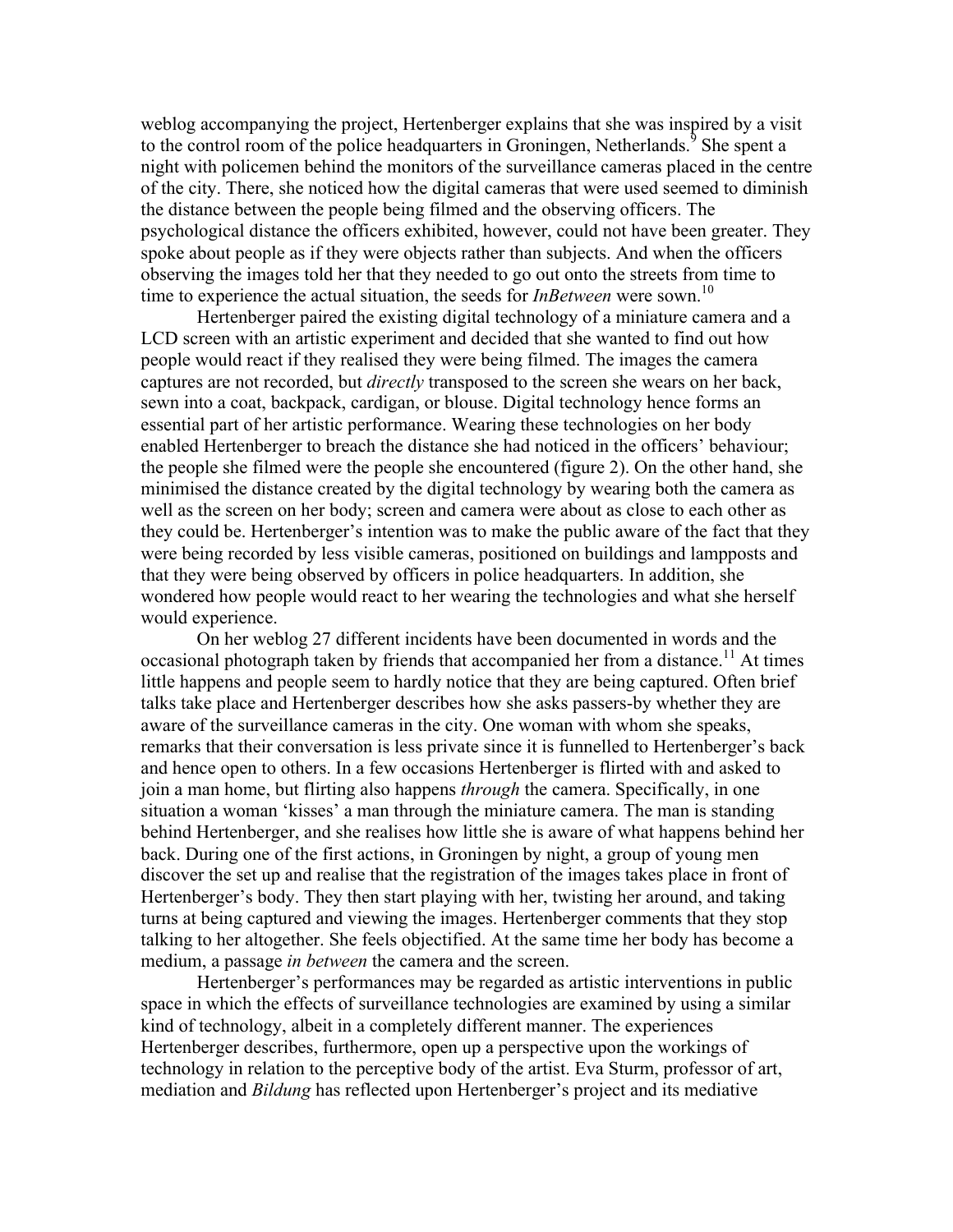weblog accompanying the project, Hertenberger explains that she was inspired by a visit to the control room of the police headquarters in Groningen, Netherlands.[9] She spent a night with policemen behind the monitors of the surveillance cameras placed in the centre of the city. There, she noticed how the digital cameras that were used seemed to diminish the distance between the people being filmed and the observing officers. The psychological distance the officers exhibited, however, could not have been greater. They spoke about people as if they were objects rather than subjects. And when the officers observing the images told her that they needed to go out onto the streets from time to time to experience the actual situation, the seeds for *InBetween* were sown.[10]

Hertenberger paired the existing digital technology of a miniature camera and a LCD screen with an artistic experiment and decided that she wanted to find out how people would react if they realised they were being filmed. The images the camera captures are not recorded, but *directly* transposed to the screen she wears on her back, sewn into a coat, backpack, cardigan, or blouse. Digital technology hence forms an essential part of her artistic performance. Wearing these technologies on her body enabled Hertenberger to breach the distance she had noticed in the officers' behaviour; the people she filmed were the people she encountered (figure 2). On the other hand, she minimised the distance created by the digital technology by wearing both the camera as well as the screen on her body; screen and camera were about as close to each other as they could be. Hertenberger's intention was to make the public aware of the fact that they were being recorded by less visible cameras, positioned on buildings and lampposts and that they were being observed by officers in police headquarters. In addition, she wondered how people would react to her wearing the technologies and what she herself would experience.

On her weblog 27 different incidents have been documented in words and the occasional photograph taken by friends that accompanied her from a distance.[11] At times little happens and people seem to hardly notice that they are being captured. Often brief talks take place and Hertenberger describes how she asks passers-by whether they are aware of the surveillance cameras in the city. One woman with whom she speaks, remarks that their conversation is less private since it is funnelled to Hertenberger's back and hence open to others. In a few occasions Hertenberger is flirted with and asked to join a man home, but flirting also happens *through* the camera. Specifically, in one situation a woman 'kisses' a man through the miniature camera. The man is standing behind Hertenberger, and she realises how little she is aware of what happens behind her back. During one of the first actions, in Groningen by night, a group of young men discover the set up and realise that the registration of the images takes place in front of Hertenberger's body. They then start playing with her, twisting her around, and taking turns at being captured and viewing the images. Hertenberger comments that they stop talking to her altogether. She feels objectified. At the same time her body has become a medium, a passage *in between* the camera and the screen.

Hertenberger's performances may be regarded as artistic interventions in public space in which the effects of surveillance technologies are examined by using a similar kind of technology, albeit in a completely different manner. The experiences Hertenberger describes, furthermore, open up a perspective upon the workings of technology in relation to the perceptive body of the artist. Eva Sturm, professor of art, mediation and *Bildung* has reflected upon Hertenberger's project and its mediative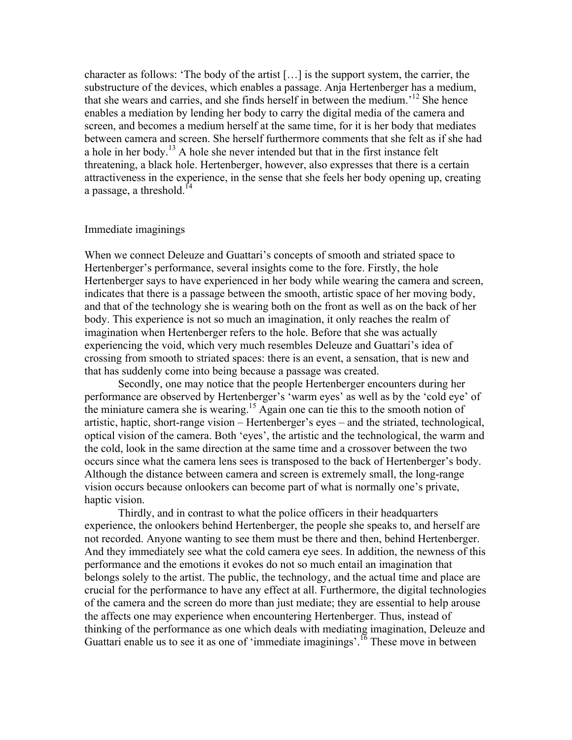character as follows: 'The body of the artist […] is the support system, the carrier, the substructure of the devices, which enables a passage. Anja Hertenberger has a medium, that she wears and carries, and she finds herself in between the medium.'[12] She hence enables a mediation by lending her body to carry the digital media of the camera and screen, and becomes a medium herself at the same time, for it is her body that mediates between camera and screen. She herself furthermore comments that she felt as if she had a hole in her body.[13] A hole she never intended but that in the first instance felt threatening, a black hole. Hertenberger, however, also expresses that there is a certain attractiveness in the experience, in the sense that she feels her body opening up, creating a passage, a threshold.[14]

## Immediate imaginings

When we connect Deleuze and Guattari's concepts of smooth and striated space to Hertenberger's performance, several insights come to the fore. Firstly, the hole Hertenberger says to have experienced in her body while wearing the camera and screen, indicates that there is a passage between the smooth, artistic space of her moving body, and that of the technology she is wearing both on the front as well as on the back of her body. This experience is not so much an imagination, it only reaches the realm of imagination when Hertenberger refers to the hole. Before that she was actually experiencing the void, which very much resembles Deleuze and Guattari's idea of crossing from smooth to striated spaces: there is an event, a sensation, that is new and that has suddenly come into being because a passage was created.

Secondly, one may notice that the people Hertenberger encounters during her performance are observed by Hertenberger's 'warm eyes' as well as by the 'cold eye' of the miniature camera she is wearing.[15] Again one can tie this to the smooth notion of artistic, haptic, short-range vision – Hertenberger's eyes – and the striated, technological, optical vision of the camera. Both 'eyes', the artistic and the technological, the warm and the cold, look in the same direction at the same time and a crossover between the two occurs since what the camera lens sees is transposed to the back of Hertenberger's body. Although the distance between camera and screen is extremely small, the long-range vision occurs because onlookers can become part of what is normally one's private, haptic vision.

Thirdly, and in contrast to what the police officers in their headquarters experience, the onlookers behind Hertenberger, the people she speaks to, and herself are not recorded. Anyone wanting to see them must be there and then, behind Hertenberger. And they immediately see what the cold camera eye sees. In addition, the newness of this performance and the emotions it evokes do not so much entail an imagination that belongs solely to the artist. The public, the technology, and the actual time and place are crucial for the performance to have any effect at all. Furthermore, the digital technologies of the camera and the screen do more than just mediate; they are essential to help arouse the affects one may experience when encountering Hertenberger. Thus, instead of thinking of the performance as one which deals with mediating imagination, Deleuze and Guattari enable us to see it as one of 'immediate imaginings'.[16] These move in between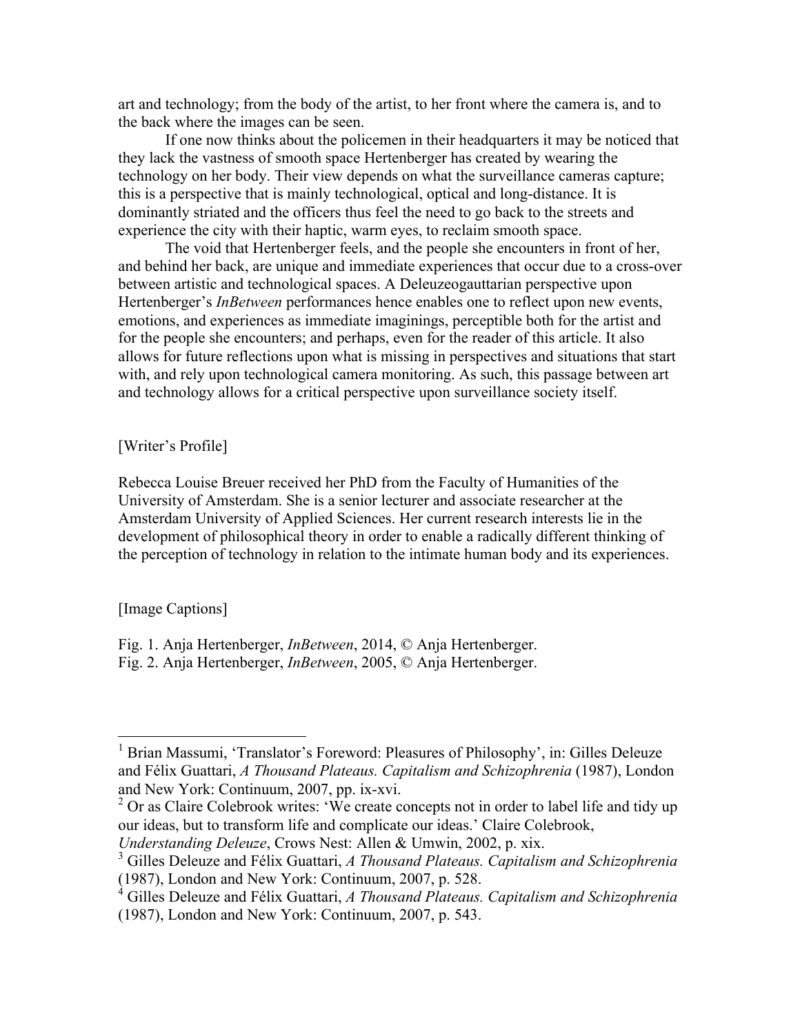art and technology; from the body of the artist, to her front where the camera is, and to the back where the images can be seen.

If one now thinks about the policemen in their headquarters it may be noticed that they lack the vastness of smooth space Hertenberger has created by wearing the technology on her body. Their view depends on what the surveillance cameras capture; this is a perspective that is mainly technological, optical and long-distance. It is dominantly striated and the officers thus feel the need to go back to the streets and experience the city with their haptic, warm eyes, to reclaim smooth space.

The void that Hertenberger feels, and the people she encounters in front of her, and behind her back, are unique and immediate experiences that occur due to a cross-over between artistic and technological spaces. A Deleuzeogauttarian perspective upon Hertenberger's *InBetween* performances hence enables one to reflect upon new events, emotions, and experiences as immediate imaginings, perceptible both for the artist and for the people she encounters; and perhaps, even for the reader of this article. It also allows for future reflections upon what is missing in perspectives and situations that start with, and rely upon technological camera monitoring. As such, this passage between art and technology allows for a critical perspective upon surveillance society itself.

[Writer's Profile]

Rebecca Louise Breuer received her PhD from the Faculty of Humanities of the University of Amsterdam. She is a senior lecturer and associate researcher at the Amsterdam University of Applied Sciences. Her current research interests lie in the development of philosophical theory in order to enable a radically different thinking of the perception of technology in relation to the intimate human body and its experiences.

[Image Captions]

Fig. 1. Anja Hertenberger, *InBetween*, 2014, © Anja Hertenberger.
Fig. 2. Anja Hertenberger, *InBetween*, 2005, © Anja Hertenberger.

---

[1] Brian Massumi, 'Translator's Foreword: Pleasures of Philosophy', in: Gilles Deleuze and Félix Guattari, *A Thousand Plateaus. Capitalism and Schizophrenia* (1987), London and New York: Continuum, 2007, pp. ix-xvi.

[2] Or as Claire Colebrook writes: 'We create concepts not in order to label life and tidy up our ideas, but to transform life and complicate our ideas.' Claire Colebrook, *Understanding Deleuze*, Crows Nest: Allen & Umwin, 2002, p. xix.

[3] Gilles Deleuze and Félix Guattari, *A Thousand Plateaus. Capitalism and Schizophrenia* (1987), London and New York: Continuum, 2007, p. 528.

[4] Gilles Deleuze and Félix Guattari, *A Thousand Plateaus. Capitalism and Schizophrenia* (1987), London and New York: Continuum, 2007, p. 543.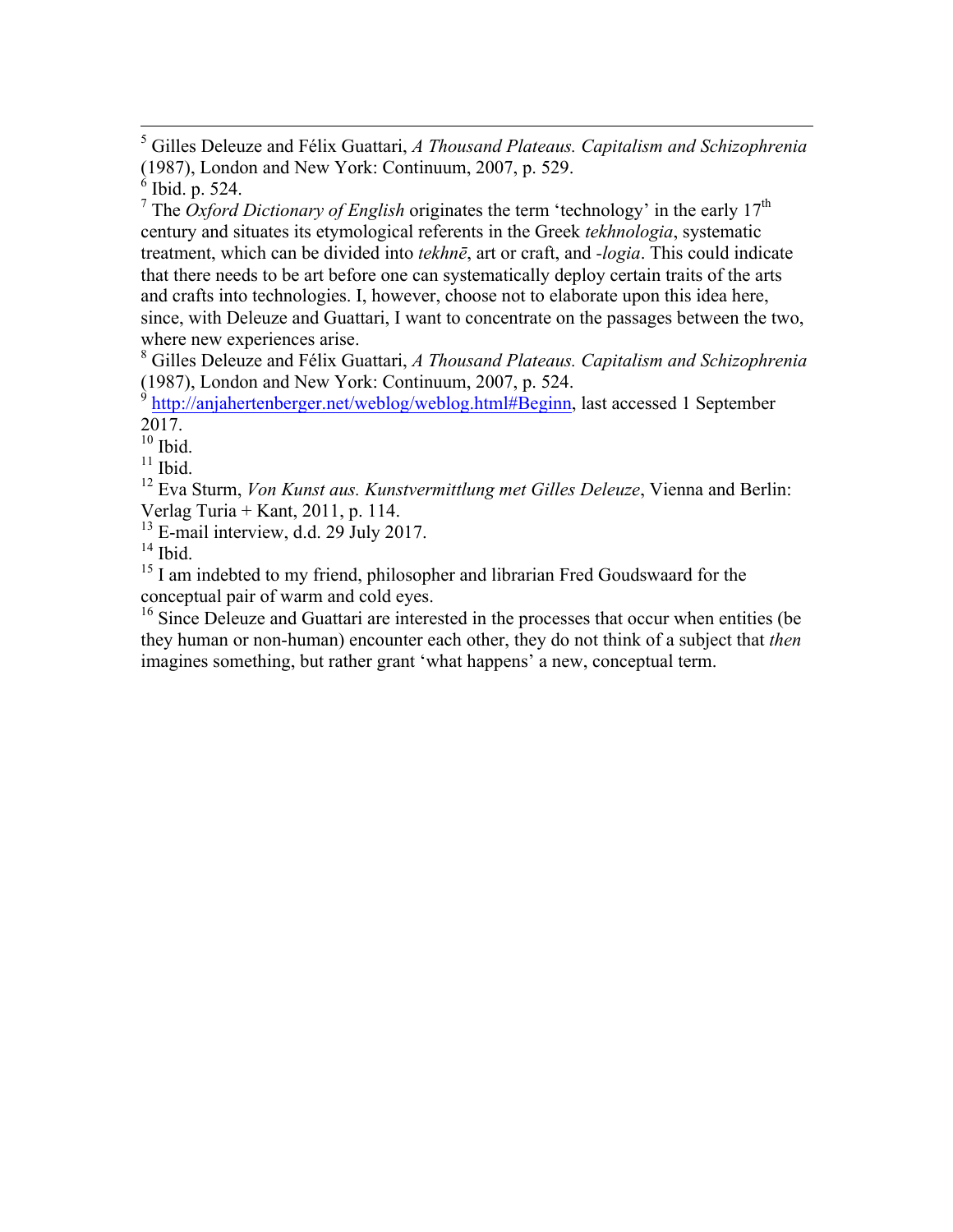[5] Gilles Deleuze and Félix Guattari, *A Thousand Plateaus. Capitalism and Schizophrenia* (1987), London and New York: Continuum, 2007, p. 529.

[6] Ibid. p. 524.

[7] The *Oxford Dictionary of English* originates the term 'technology' in the early 17th century and situates its etymological referents in the Greek *tekhnologia*, systematic treatment, which can be divided into *tekhnē*, art or craft, and *-logia*. This could indicate that there needs to be art before one can systematically deploy certain traits of the arts and crafts into technologies. I, however, choose not to elaborate upon this idea here, since, with Deleuze and Guattari, I want to concentrate on the passages between the two, where new experiences arise.

[8] Gilles Deleuze and Félix Guattari, *A Thousand Plateaus. Capitalism and Schizophrenia* (1987), London and New York: Continuum, 2007, p. 524.

[9] http://anjahertenberger.net/weblog/weblog.html#Beginn, last accessed 1 September 2017.

[10] Ibid.

[11] Ibid.

[12] Eva Sturm, *Von Kunst aus. Kunstvermittlung met Gilles Deleuze*, Vienna and Berlin: Verlag Turia + Kant, 2011, p. 114.

[13] E-mail interview, d.d. 29 July 2017.

[14] Ibid.

[15] I am indebted to my friend, philosopher and librarian Fred Goudswaard for the conceptual pair of warm and cold eyes.

[16] Since Deleuze and Guattari are interested in the processes that occur when entities (be they human or non-human) encounter each other, they do not think of a subject that *then* imagines something, but rather grant 'what happens' a new, conceptual term.